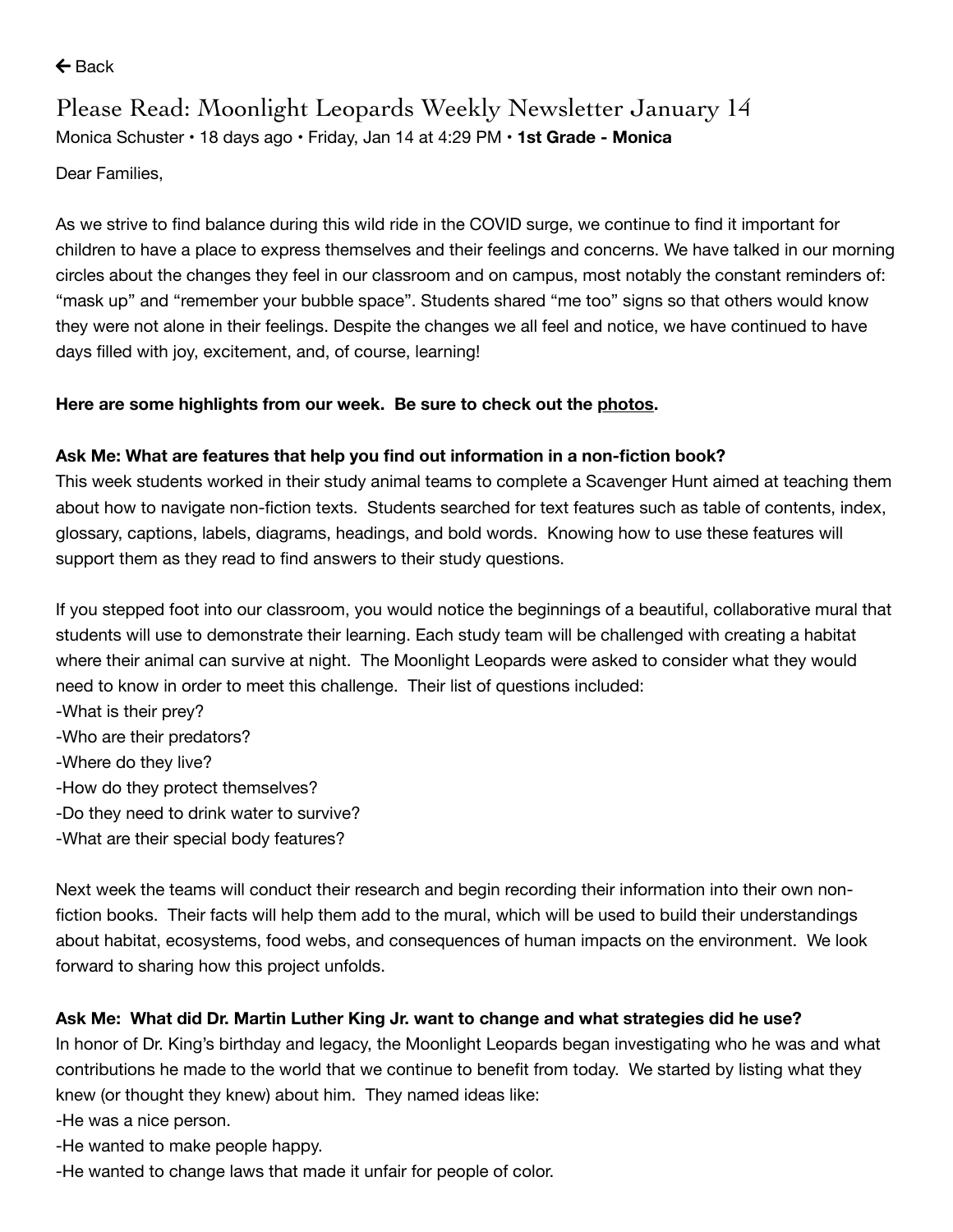← Back

# Please Read: Moonlight Leopards Weekly Newsletter January 14

Monica Schuster • 18 days ago • Friday, Jan 14 at 4:29 PM • **1st Grade - Monica**

Dear Families,

As we strive to find balance during this wild ride in the COVID surge, we continue to find it important for children to have a place to express themselves and their feelings and concerns. We have talked in our morning circles about the changes they feel in our classroom and on campus, most notably the constant reminders of: "mask up" and "remember your bubble space". Students shared "me too" signs so that others would know they were not alone in their feelings. Despite the changes we all feel and notice, we have continued to have days filled with joy, excitement, and, of course, learning!

**Here are some highlights from our week. Be sure to check out the photos.**

**Ask Me: What are features that help you find out information in a non-fiction book?**

This week students worked in their study animal teams to complete a Scavenger Hunt aimed at teaching them about how to navigate non-fiction texts. Students searched for text features such as table of contents, index, glossary, captions, labels, diagrams, headings, and bold words. Knowing how to use these features will support them as they read to find answers to their study questions.

If you stepped foot into our classroom, you would notice the beginnings of a beautiful, collaborative mural that students will use to demonstrate their learning. Each study team will be challenged with creating a habitat where their animal can survive at night. The Moonlight Leopards were asked to consider what they would need to know in order to meet this challenge. Their list of questions included:

-What is their prey?
-Who are their predators?
-Where do they live?
-How do they protect themselves?
-Do they need to drink water to survive?
-What are their special body features?

Next week the teams will conduct their research and begin recording their information into their own non-fiction books. Their facts will help them add to the mural, which will be used to build their understandings about habitat, ecosystems, food webs, and consequences of human impacts on the environment. We look forward to sharing how this project unfolds.

**Ask Me: What did Dr. Martin Luther King Jr. want to change and what strategies did he use?**

In honor of Dr. King's birthday and legacy, the Moonlight Leopards began investigating who he was and what contributions he made to the world that we continue to benefit from today. We started by listing what they knew (or thought they knew) about him. They named ideas like:

-He was a nice person.
-He wanted to make people happy.
-He wanted to change laws that made it unfair for people of color.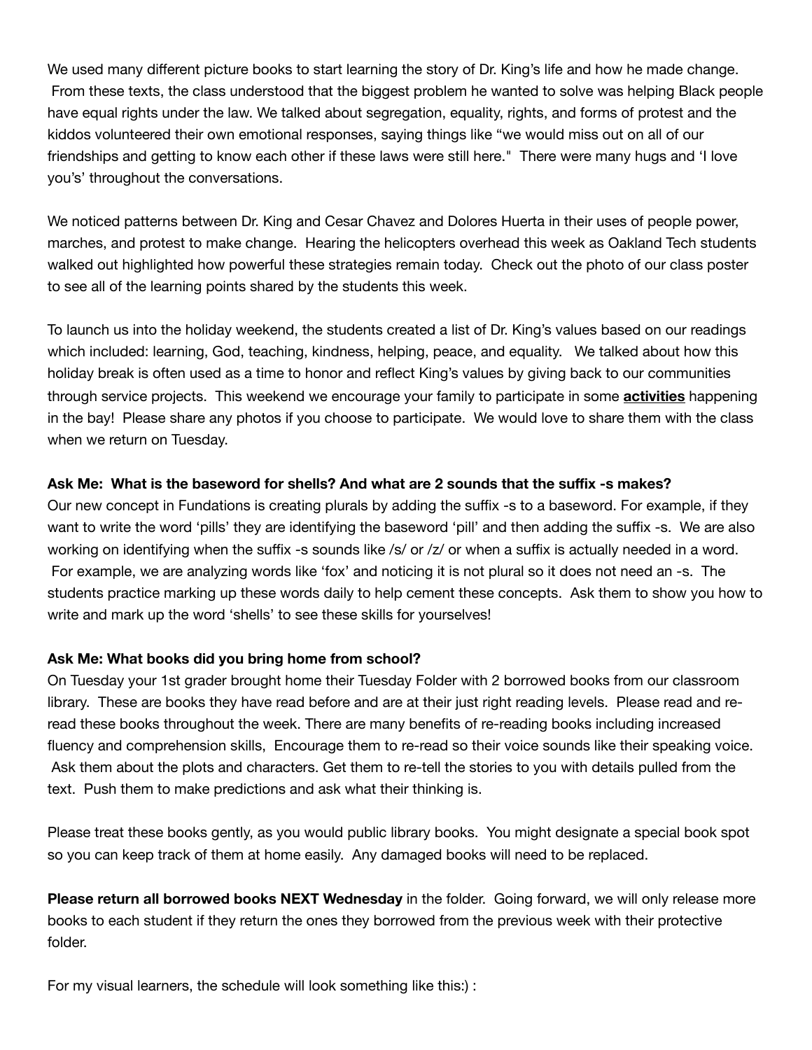We used many different picture books to start learning the story of Dr. King's life and how he made change. From these texts, the class understood that the biggest problem he wanted to solve was helping Black people have equal rights under the law. We talked about segregation, equality, rights, and forms of protest and the kiddos volunteered their own emotional responses, saying things like "we would miss out on all of our friendships and getting to know each other if these laws were still here." There were many hugs and 'I love you's' throughout the conversations.

We noticed patterns between Dr. King and Cesar Chavez and Dolores Huerta in their uses of people power, marches, and protest to make change. Hearing the helicopters overhead this week as Oakland Tech students walked out highlighted how powerful these strategies remain today. Check out the photo of our class poster to see all of the learning points shared by the students this week.

To launch us into the holiday weekend, the students created a list of Dr. King's values based on our readings which included: learning, God, teaching, kindness, helping, peace, and equality. We talked about how this holiday break is often used as a time to honor and reflect King's values by giving back to our communities through service projects. This weekend we encourage your family to participate in some **activities** happening in the bay! Please share any photos if you choose to participate. We would love to share them with the class when we return on Tuesday.

**Ask Me: What is the baseword for shells? And what are 2 sounds that the suffix -s makes?**

Our new concept in Fundations is creating plurals by adding the suffix -s to a baseword. For example, if they want to write the word 'pills' they are identifying the baseword 'pill' and then adding the suffix -s. We are also working on identifying when the suffix -s sounds like /s/ or /z/ or when a suffix is actually needed in a word. For example, we are analyzing words like 'fox' and noticing it is not plural so it does not need an -s. The students practice marking up these words daily to help cement these concepts. Ask them to show you how to write and mark up the word 'shells' to see these skills for yourselves!

**Ask Me: What books did you bring home from school?**

On Tuesday your 1st grader brought home their Tuesday Folder with 2 borrowed books from our classroom library. These are books they have read before and are at their just right reading levels. Please read and re-read these books throughout the week. There are many benefits of re-reading books including increased fluency and comprehension skills, Encourage them to re-read so their voice sounds like their speaking voice. Ask them about the plots and characters. Get them to re-tell the stories to you with details pulled from the text. Push them to make predictions and ask what their thinking is.

Please treat these books gently, as you would public library books. You might designate a special book spot so you can keep track of them at home easily. Any damaged books will need to be replaced.

**Please return all borrowed books NEXT Wednesday** in the folder. Going forward, we will only release more books to each student if they return the ones they borrowed from the previous week with their protective folder.

For my visual learners, the schedule will look something like this:) :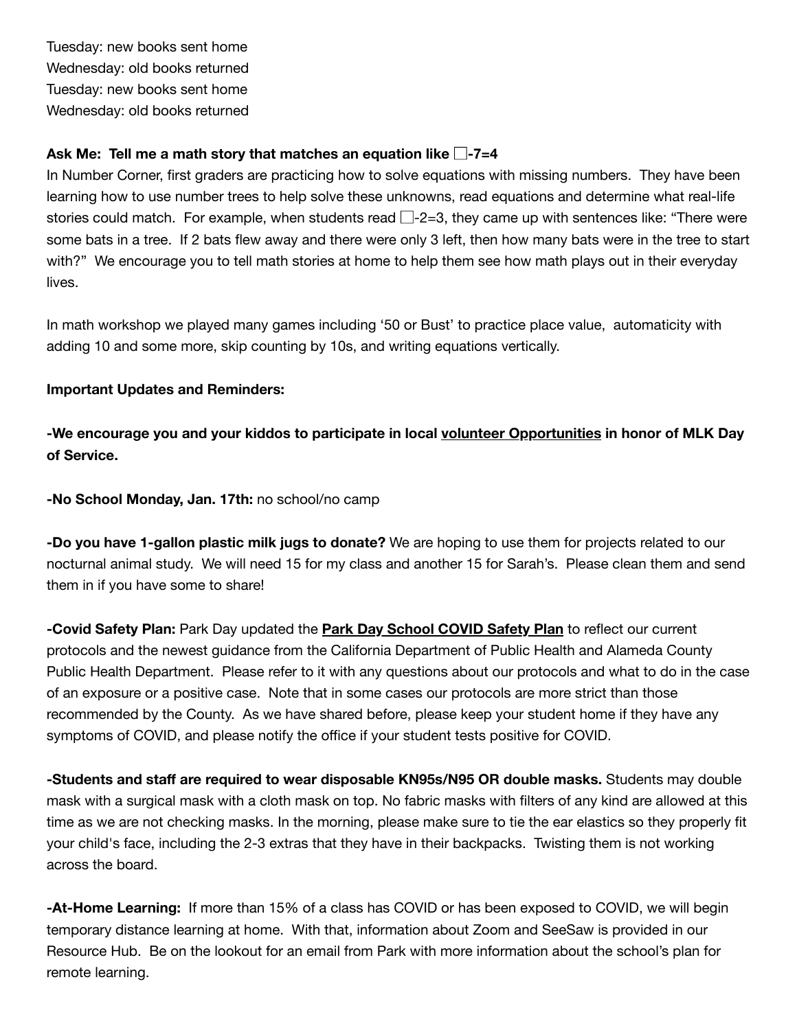Tuesday: new books sent home
Wednesday: old books returned
Tuesday: new books sent home
Wednesday: old books returned

**Ask Me: Tell me a math story that matches an equation like $\square$-7=4**

In Number Corner, first graders are practicing how to solve equations with missing numbers. They have been learning how to use number trees to help solve these unknowns, read equations and determine what real-life stories could match. For example, when students read $\square$-2=3, they came up with sentences like: "There were some bats in a tree. If 2 bats flew away and there were only 3 left, then how many bats were in the tree to start with?" We encourage you to tell math stories at home to help them see how math plays out in their everyday lives.

In math workshop we played many games including '50 or Bust' to practice place value, automaticity with adding 10 and some more, skip counting by 10s, and writing equations vertically.

**Important Updates and Reminders:**

**-We encourage you and your kiddos to participate in local volunteer Opportunities in honor of MLK Day of Service.**

**-No School Monday, Jan. 17th:** no school/no camp

**-Do you have 1-gallon plastic milk jugs to donate?** We are hoping to use them for projects related to our nocturnal animal study. We will need 15 for my class and another 15 for Sarah's. Please clean them and send them in if you have some to share!

**-Covid Safety Plan:** Park Day updated the **Park Day School COVID Safety Plan** to reflect our current protocols and the newest guidance from the California Department of Public Health and Alameda County Public Health Department. Please refer to it with any questions about our protocols and what to do in the case of an exposure or a positive case. Note that in some cases our protocols are more strict than those recommended by the County. As we have shared before, please keep your student home if they have any symptoms of COVID, and please notify the office if your student tests positive for COVID.

**-Students and staff are required to wear disposable KN95s/N95 OR double masks.** Students may double mask with a surgical mask with a cloth mask on top. No fabric masks with filters of any kind are allowed at this time as we are not checking masks. In the morning, please make sure to tie the ear elastics so they properly fit your child's face, including the 2-3 extras that they have in their backpacks. Twisting them is not working across the board.

**-At-Home Learning:** If more than 15% of a class has COVID or has been exposed to COVID, we will begin temporary distance learning at home. With that, information about Zoom and SeeSaw is provided in our Resource Hub. Be on the lookout for an email from Park with more information about the school's plan for remote learning.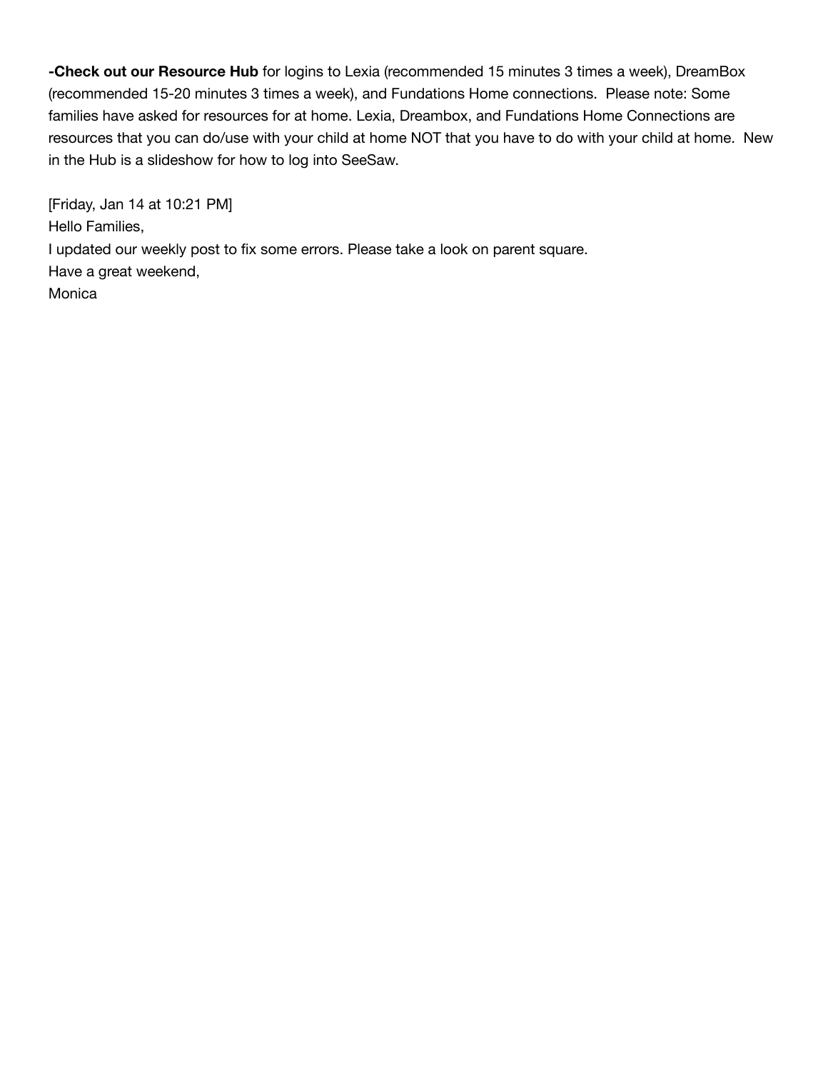**-Check out our Resource Hub** for logins to Lexia (recommended 15 minutes 3 times a week), DreamBox (recommended 15-20 minutes 3 times a week), and Fundations Home connections. Please note: Some families have asked for resources for at home. Lexia, Dreambox, and Fundations Home Connections are resources that you can do/use with your child at home NOT that you have to do with your child at home. New in the Hub is a slideshow for how to log into SeeSaw.

[Friday, Jan 14 at 10:21 PM]
Hello Families,
I updated our weekly post to fix some errors. Please take a look on parent square.
Have a great weekend,
Monica